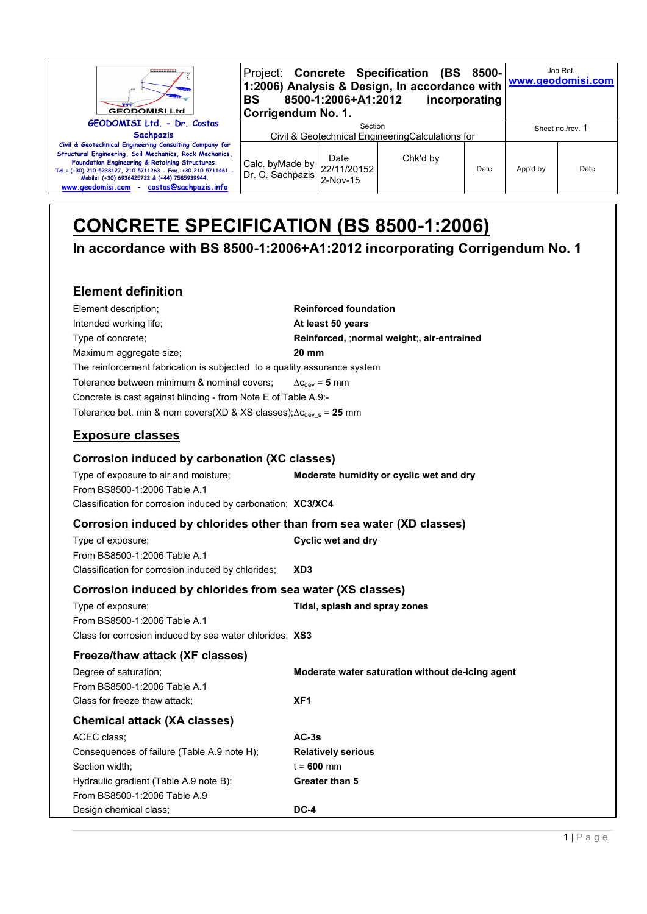| GEODOMISI Ltd. - Dr. Costas Sachpazis<br>Civil & Geotechnical Engineering Consulting Company for Structural Engineering, Soil Mechanics, Rock Mechanics, Foundation Engineering & Retaining Structures.<br>Tel.: (+30) 210 5238127, 210 5711263 - Fax.:+30 210 5711461 - Mobile: (+30) 6936425722 & (+44) 7585939944,<br>www.geodomisi.com - costas@sachpazis.info | Project: Concrete Specification (BS 8500-1:2006) Analysis & Design, In accordance with BS 8500-1:2006+A1:2012 incorporating Corrigendum No. 1. | | | Job Ref.<br>www.geodomisi.com | |
|---|---|---|---|---|---|
| | Section<br>Civil & Geotechnical EngineeringCalculations for | | | Sheet no./rev. 1 | |
| | Calc. byMade by<br>Dr. C. Sachpazis | Date<br>22/11/20152<br>2-Nov-15 | Chk'd by | Date | App'd by | Date |

# CONCRETE SPECIFICATION (BS 8500-1:2006)

## In accordance with BS 8500-1:2006+A1:2012 incorporating Corrigendum No. 1

### Element definition

Element description; **Reinforced foundation**

Intended working life; **At least 50 years**

Type of concrete; **Reinforced, ;normal weight;, air-entrained**

Maximum aggregate size; **20 mm**

The reinforcement fabrication is subjected to a quality assurance system

Tolerance between minimum & nominal covers; $\Delta c_{dev}$ = **5** mm

Concrete is cast against blinding - from Note E of Table A.9:-

Tolerance bet. min & nom covers(XD & XS classes);$\Delta c_{dev\_s}$ = **25** mm

### Exposure classes

#### Corrosion induced by carbonation (XC classes)

Type of exposure to air and moisture; **Moderate humidity or cyclic wet and dry**

From BS8500-1:2006 Table A.1

Classification for corrosion induced by carbonation; **XC3/XC4**

#### Corrosion induced by chlorides other than from sea water (XD classes)

Type of exposure; **Cyclic wet and dry**

From BS8500-1:2006 Table A.1

Classification for corrosion induced by chlorides; **XD3**

#### Corrosion induced by chlorides from sea water (XS classes)

Type of exposure; **Tidal, splash and spray zones**

From BS8500-1:2006 Table A.1

Class for corrosion induced by sea water chlorides; **XS3**

#### Freeze/thaw attack (XF classes)

Degree of saturation; **Moderate water saturation without de-icing agent**

From BS8500-1:2006 Table A.1

Class for freeze thaw attack; **XF1**

#### Chemical attack (XA classes)

ACEC class; **AC-3s**

Consequences of failure (Table A.9 note H); **Relatively serious**

Section width; t = **600** mm

Hydraulic gradient (Table A.9 note B); **Greater than 5**

From BS8500-1:2006 Table A.9

Design chemical class; **DC-4**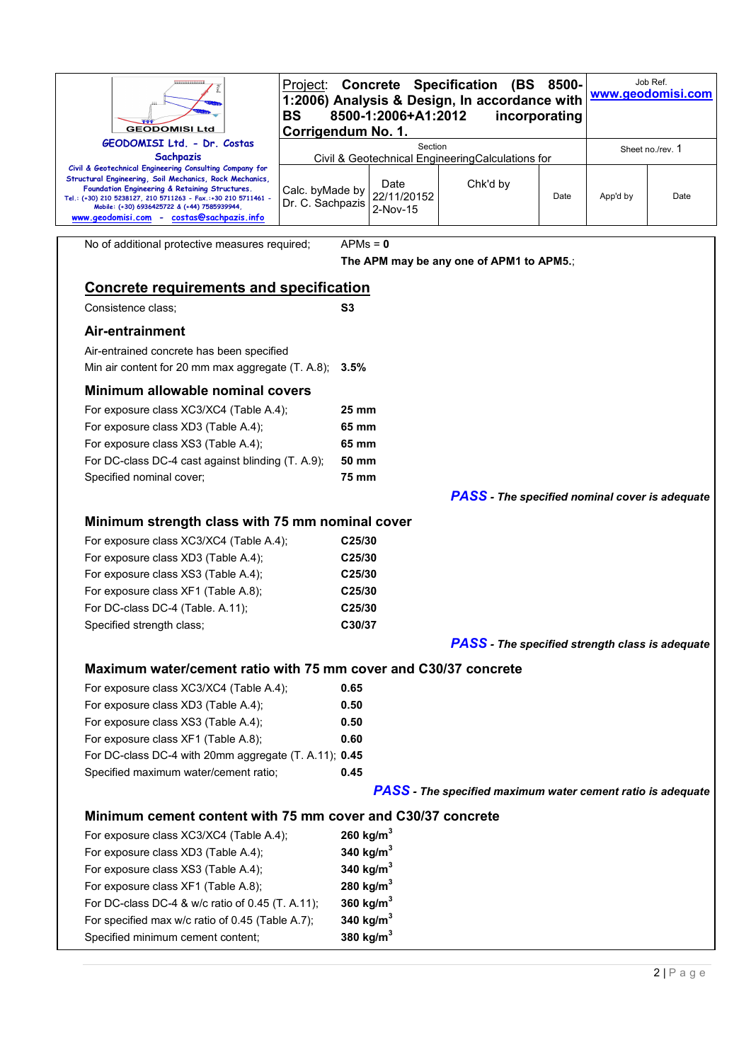No of additional protective measures required; APMs = **0**

**The APM may be any one of APM1 to APM5.**;

## Concrete requirements and specification

Consistence class; **S3**

### Air-entrainment

Air-entrained concrete has been specified

Min air content for 20 mm max aggregate (T. A.8); **3.5%**

### Minimum allowable nominal covers

| | |
|---|---|
| For exposure class XC3/XC4 (Table A.4); | **25 mm** |
| For exposure class XD3 (Table A.4); | **65 mm** |
| For exposure class XS3 (Table A.4); | **65 mm** |
| For DC-class DC-4 cast against blinding (T. A.9); | **50 mm** |
| Specified nominal cover; | **75 mm** |

***PASS** - The specified nominal cover is adequate*

### Minimum strength class with 75 mm nominal cover

| | |
|---|---|
| For exposure class XC3/XC4 (Table A.4); | **C25/30** |
| For exposure class XD3 (Table A.4); | **C25/30** |
| For exposure class XS3 (Table A.4); | **C25/30** |
| For exposure class XF1 (Table A.8); | **C25/30** |
| For DC-class DC-4 (Table. A.11); | **C25/30** |
| Specified strength class; | **C30/37** |

***PASS** - The specified strength class is adequate*

### Maximum water/cement ratio with 75 mm cover and C30/37 concrete

| | |
|---|---|
| For exposure class XC3/XC4 (Table A.4); | **0.65** |
| For exposure class XD3 (Table A.4); | **0.50** |
| For exposure class XS3 (Table A.4); | **0.50** |
| For exposure class XF1 (Table A.8); | **0.60** |
| For DC-class DC-4 with 20mm aggregate (T. A.11); | **0.45** |
| Specified maximum water/cement ratio; | **0.45** |

***PASS** - The specified maximum water cement ratio is adequate*

### Minimum cement content with 75 mm cover and C30/37 concrete

| | |
|---|---|
| For exposure class XC3/XC4 (Table A.4); | **260 kg/m$^3$** |
| For exposure class XD3 (Table A.4); | **340 kg/m$^3$** |
| For exposure class XS3 (Table A.4); | **340 kg/m$^3$** |
| For exposure class XF1 (Table A.8); | **280 kg/m$^3$** |
| For DC-class DC-4 & w/c ratio of 0.45 (T. A.11); | **360 kg/m$^3$** |
| For specified max w/c ratio of 0.45 (Table A.7); | **340 kg/m$^3$** |
| Specified minimum cement content; | **380 kg/m$^3$** |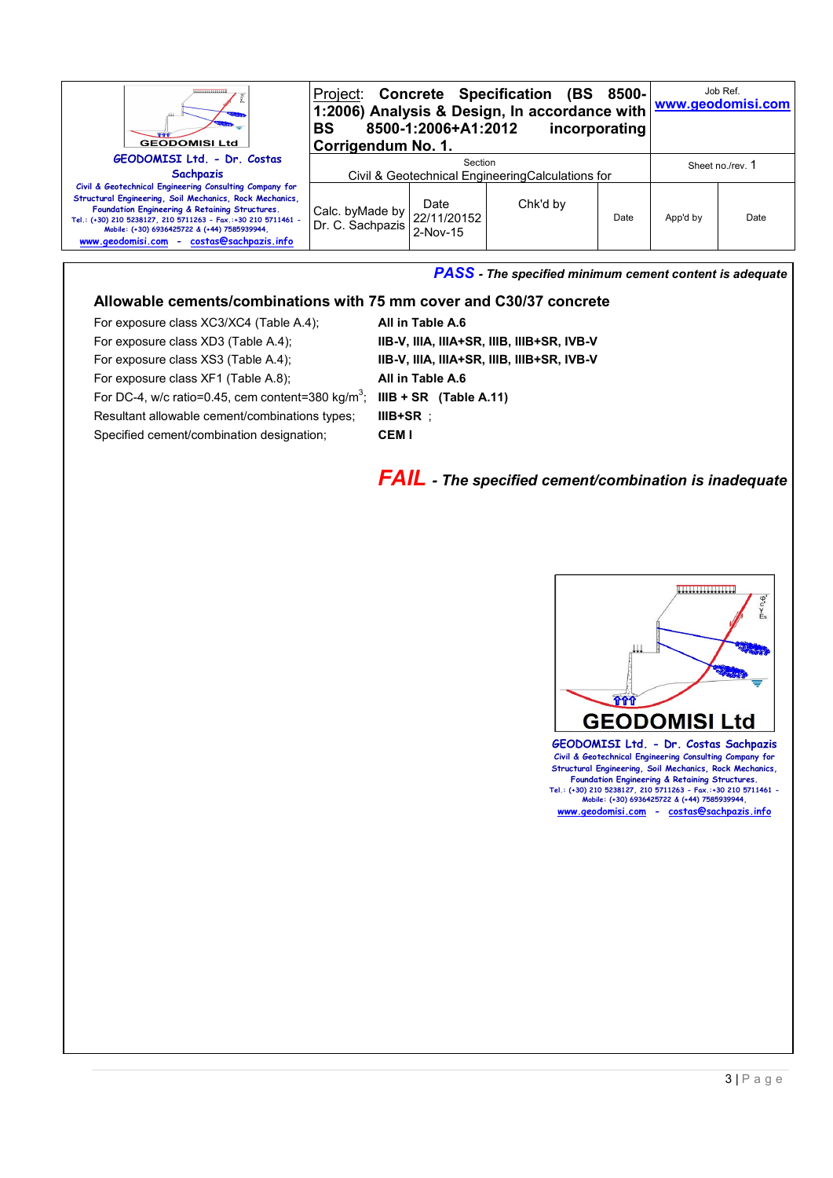| GEODOMISI Ltd. - Dr. Costas Sachpazis<br>Civil & Geotechnical Engineering Consulting Company for Structural Engineering, Soil Mechanics, Rock Mechanics, Foundation Engineering & Retaining Structures.<br>Tel.: (+30) 210 5238127, 210 5711263 - Fax.:+30 210 5711461 - Mobile: (+30) 6936425722 & (+44) 7585939944,<br>www.geodomisi.com - costas@sachpazis.info | Project: **Concrete Specification (BS 8500-1:2006) Analysis & Design, In accordance with BS 8500-1:2006+A1:2012 incorporating Corrigendum No. 1.** | | | | Job Ref.<br>www.geodomisi.com | |
|---|---|---|---|---|---|---|
| | Section<br>Civil & Geotechnical EngineeringCalculations for | | | | Sheet no./rev. 1 | |
| | Calc. byMade by<br>Dr. C. Sachpazis | Date<br>22/11/20152<br>2-Nov-15 | Chk'd by | Date | App'd by | Date |

***PASS*** ***- The specified minimum cement content is adequate***

### Allowable cements/combinations with 75 mm cover and C30/37 concrete

For exposure class XC3/XC4 (Table A.4); **All in Table A.6**

For exposure class XD3 (Table A.4); **IIB-V, IIIA, IIIA+SR, IIIB, IIIB+SR, IVB-V**

For exposure class XS3 (Table A.4); **IIB-V, IIIA, IIIA+SR, IIIB, IIIB+SR, IVB-V**

For exposure class XF1 (Table A.8); **All in Table A.6**

For DC-4, w/c ratio=0.45, cem content=380 kg/m$^3$; **IIIB + SR (Table A.11)**

Resultant allowable cement/combinations types; **IIIB+SR** ;

Specified cement/combination designation; **CEM I**

***FAIL*** ***- The specified cement/combination is inadequate***

GEODOMISI Ltd

GEODOMISI Ltd. - Dr. Costas Sachpazis

Civil & Geotechnical Engineering Consulting Company for Structural Engineering, Soil Mechanics, Rock Mechanics, Foundation Engineering & Retaining Structures.

Tel.: (+30) 210 5238127, 210 5711263 - Fax.:+30 210 5711461 - Mobile: (+30) 6936425722 & (+44) 7585939944,

www.geodomisi.com - costas@sachpazis.info